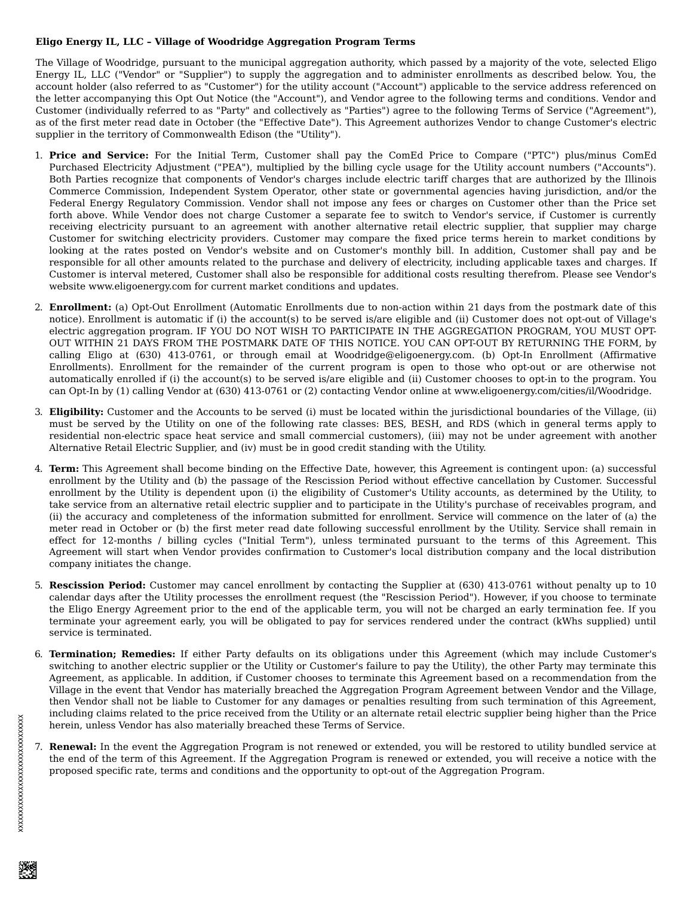**Eligo Energy IL, LLC – Village of Woodridge Aggregation Program Terms**

The Village of Woodridge, pursuant to the municipal aggregation authority, which passed by a majority of the vote, selected Eligo Energy IL, LLC ("Vendor" or "Supplier") to supply the aggregation and to administer enrollments as described below. You, the account holder (also referred to as "Customer") for the utility account ("Account") applicable to the service address referenced on the letter accompanying this Opt Out Notice (the "Account"), and Vendor agree to the following terms and conditions. Vendor and Customer (individually referred to as "Party" and collectively as "Parties") agree to the following Terms of Service ("Agreement"), as of the first meter read date in October (the "Effective Date"). This Agreement authorizes Vendor to change Customer's electric supplier in the territory of Commonwealth Edison (the "Utility").

1. **Price and Service:** For the Initial Term, Customer shall pay the ComEd Price to Compare ("PTC") plus/minus ComEd Purchased Electricity Adjustment ("PEA"), multiplied by the billing cycle usage for the Utility account numbers ("Accounts"). Both Parties recognize that components of Vendor's charges include electric tariff charges that are authorized by the Illinois Commerce Commission, Independent System Operator, other state or governmental agencies having jurisdiction, and/or the Federal Energy Regulatory Commission. Vendor shall not impose any fees or charges on Customer other than the Price set forth above. While Vendor does not charge Customer a separate fee to switch to Vendor's service, if Customer is currently receiving electricity pursuant to an agreement with another alternative retail electric supplier, that supplier may charge Customer for switching electricity providers. Customer may compare the fixed price terms herein to market conditions by looking at the rates posted on Vendor's website and on Customer's monthly bill. In addition, Customer shall pay and be responsible for all other amounts related to the purchase and delivery of electricity, including applicable taxes and charges. If Customer is interval metered, Customer shall also be responsible for additional costs resulting therefrom. Please see Vendor's website www.eligoenergy.com for current market conditions and updates.

2. **Enrollment:** (a) Opt-Out Enrollment (Automatic Enrollments due to non-action within 21 days from the postmark date of this notice). Enrollment is automatic if (i) the account(s) to be served is/are eligible and (ii) Customer does not opt-out of Village's electric aggregation program. IF YOU DO NOT WISH TO PARTICIPATE IN THE AGGREGATION PROGRAM, YOU MUST OPT-OUT WITHIN 21 DAYS FROM THE POSTMARK DATE OF THIS NOTICE. YOU CAN OPT-OUT BY RETURNING THE FORM, by calling Eligo at (630) 413-0761, or through email at Woodridge@eligoenergy.com. (b) Opt-In Enrollment (Affirmative Enrollments). Enrollment for the remainder of the current program is open to those who opt-out or are otherwise not automatically enrolled if (i) the account(s) to be served is/are eligible and (ii) Customer chooses to opt-in to the program. You can Opt-In by (1) calling Vendor at (630) 413-0761 or (2) contacting Vendor online at www.eligoenergy.com/cities/il/Woodridge.

3. **Eligibility:** Customer and the Accounts to be served (i) must be located within the jurisdictional boundaries of the Village, (ii) must be served by the Utility on one of the following rate classes: BES, BESH, and RDS (which in general terms apply to residential non-electric space heat service and small commercial customers), (iii) may not be under agreement with another Alternative Retail Electric Supplier, and (iv) must be in good credit standing with the Utility.

4. **Term:** This Agreement shall become binding on the Effective Date, however, this Agreement is contingent upon: (a) successful enrollment by the Utility and (b) the passage of the Rescission Period without effective cancellation by Customer. Successful enrollment by the Utility is dependent upon (i) the eligibility of Customer's Utility accounts, as determined by the Utility, to take service from an alternative retail electric supplier and to participate in the Utility's purchase of receivables program, and (ii) the accuracy and completeness of the information submitted for enrollment. Service will commence on the later of (a) the meter read in October or (b) the first meter read date following successful enrollment by the Utility. Service shall remain in effect for 12-months / billing cycles ("Initial Term"), unless terminated pursuant to the terms of this Agreement. This Agreement will start when Vendor provides confirmation to Customer's local distribution company and the local distribution company initiates the change.

5. **Rescission Period:** Customer may cancel enrollment by contacting the Supplier at (630) 413-0761 without penalty up to 10 calendar days after the Utility processes the enrollment request (the "Rescission Period"). However, if you choose to terminate the Eligo Energy Agreement prior to the end of the applicable term, you will not be charged an early termination fee. If you terminate your agreement early, you will be obligated to pay for services rendered under the contract (kWhs supplied) until service is terminated.

6. **Termination; Remedies:** If either Party defaults on its obligations under this Agreement (which may include Customer's switching to another electric supplier or the Utility or Customer's failure to pay the Utility), the other Party may terminate this Agreement, as applicable. In addition, if Customer chooses to terminate this Agreement based on a recommendation from the Village in the event that Vendor has materially breached the Aggregation Program Agreement between Vendor and the Village, then Vendor shall not be liable to Customer for any damages or penalties resulting from such termination of this Agreement, including claims related to the price received from the Utility or an alternate retail electric supplier being higher than the Price herein, unless Vendor has also materially breached these Terms of Service.

7. **Renewal:** In the event the Aggregation Program is not renewed or extended, you will be restored to utility bundled service at the end of the term of this Agreement. If the Aggregation Program is renewed or extended, you will receive a notice with the proposed specific rate, terms and conditions and the opportunity to opt-out of the Aggregation Program.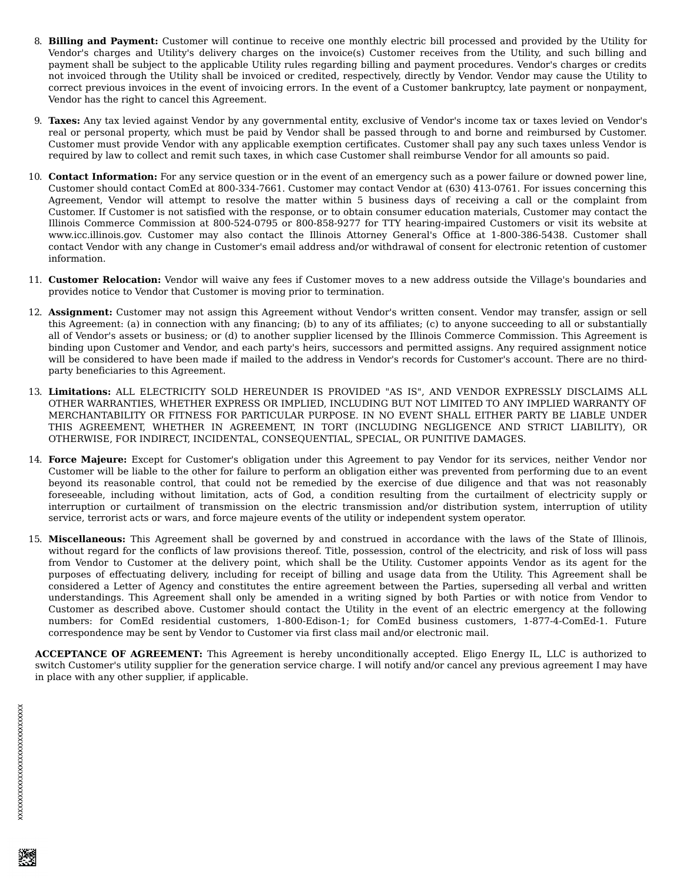8. **Billing and Payment:** Customer will continue to receive one monthly electric bill processed and provided by the Utility for Vendor's charges and Utility's delivery charges on the invoice(s) Customer receives from the Utility, and such billing and payment shall be subject to the applicable Utility rules regarding billing and payment procedures. Vendor's charges or credits not invoiced through the Utility shall be invoiced or credited, respectively, directly by Vendor. Vendor may cause the Utility to correct previous invoices in the event of invoicing errors. In the event of a Customer bankruptcy, late payment or nonpayment, Vendor has the right to cancel this Agreement.

9. **Taxes:** Any tax levied against Vendor by any governmental entity, exclusive of Vendor's income tax or taxes levied on Vendor's real or personal property, which must be paid by Vendor shall be passed through to and borne and reimbursed by Customer. Customer must provide Vendor with any applicable exemption certificates. Customer shall pay any such taxes unless Vendor is required by law to collect and remit such taxes, in which case Customer shall reimburse Vendor for all amounts so paid.

10. **Contact Information:** For any service question or in the event of an emergency such as a power failure or downed power line, Customer should contact ComEd at 800-334-7661. Customer may contact Vendor at (630) 413-0761. For issues concerning this Agreement, Vendor will attempt to resolve the matter within 5 business days of receiving a call or the complaint from Customer. If Customer is not satisfied with the response, or to obtain consumer education materials, Customer may contact the Illinois Commerce Commission at 800-524-0795 or 800-858-9277 for TTY hearing-impaired Customers or visit its website at www.icc.illinois.gov. Customer may also contact the Illinois Attorney General's Office at 1-800-386-5438. Customer shall contact Vendor with any change in Customer's email address and/or withdrawal of consent for electronic retention of customer information.

11. **Customer Relocation:** Vendor will waive any fees if Customer moves to a new address outside the Village's boundaries and provides notice to Vendor that Customer is moving prior to termination.

12. **Assignment:** Customer may not assign this Agreement without Vendor's written consent. Vendor may transfer, assign or sell this Agreement: (a) in connection with any financing; (b) to any of its affiliates; (c) to anyone succeeding to all or substantially all of Vendor's assets or business; or (d) to another supplier licensed by the Illinois Commerce Commission. This Agreement is binding upon Customer and Vendor, and each party's heirs, successors and permitted assigns. Any required assignment notice will be considered to have been made if mailed to the address in Vendor's records for Customer's account. There are no third-party beneficiaries to this Agreement.

13. **Limitations:** ALL ELECTRICITY SOLD HEREUNDER IS PROVIDED "AS IS", AND VENDOR EXPRESSLY DISCLAIMS ALL OTHER WARRANTIES, WHETHER EXPRESS OR IMPLIED, INCLUDING BUT NOT LIMITED TO ANY IMPLIED WARRANTY OF MERCHANTABILITY OR FITNESS FOR PARTICULAR PURPOSE. IN NO EVENT SHALL EITHER PARTY BE LIABLE UNDER THIS AGREEMENT, WHETHER IN AGREEMENT, IN TORT (INCLUDING NEGLIGENCE AND STRICT LIABILITY), OR OTHERWISE, FOR INDIRECT, INCIDENTAL, CONSEQUENTIAL, SPECIAL, OR PUNITIVE DAMAGES.

14. **Force Majeure:** Except for Customer's obligation under this Agreement to pay Vendor for its services, neither Vendor nor Customer will be liable to the other for failure to perform an obligation either was prevented from performing due to an event beyond its reasonable control, that could not be remedied by the exercise of due diligence and that was not reasonably foreseeable, including without limitation, acts of God, a condition resulting from the curtailment of electricity supply or interruption or curtailment of transmission on the electric transmission and/or distribution system, interruption of utility service, terrorist acts or wars, and force majeure events of the utility or independent system operator.

15. **Miscellaneous:** This Agreement shall be governed by and construed in accordance with the laws of the State of Illinois, without regard for the conflicts of law provisions thereof. Title, possession, control of the electricity, and risk of loss will pass from Vendor to Customer at the delivery point, which shall be the Utility. Customer appoints Vendor as its agent for the purposes of effectuating delivery, including for receipt of billing and usage data from the Utility. This Agreement shall be considered a Letter of Agency and constitutes the entire agreement between the Parties, superseding all verbal and written understandings. This Agreement shall only be amended in a writing signed by both Parties or with notice from Vendor to Customer as described above. Customer should contact the Utility in the event of an electric emergency at the following numbers: for ComEd residential customers, 1-800-Edison-1; for ComEd business customers, 1-877-4-ComEd-1. Future correspondence may be sent by Vendor to Customer via first class mail and/or electronic mail.

**ACCEPTANCE OF AGREEMENT:** This Agreement is hereby unconditionally accepted. Eligo Energy IL, LLC is authorized to switch Customer's utility supplier for the generation service charge. I will notify and/or cancel any previous agreement I may have in place with any other supplier, if applicable.

xxxxxxxxxxxxxxxxxxxxxxxxxxxxxxxxx